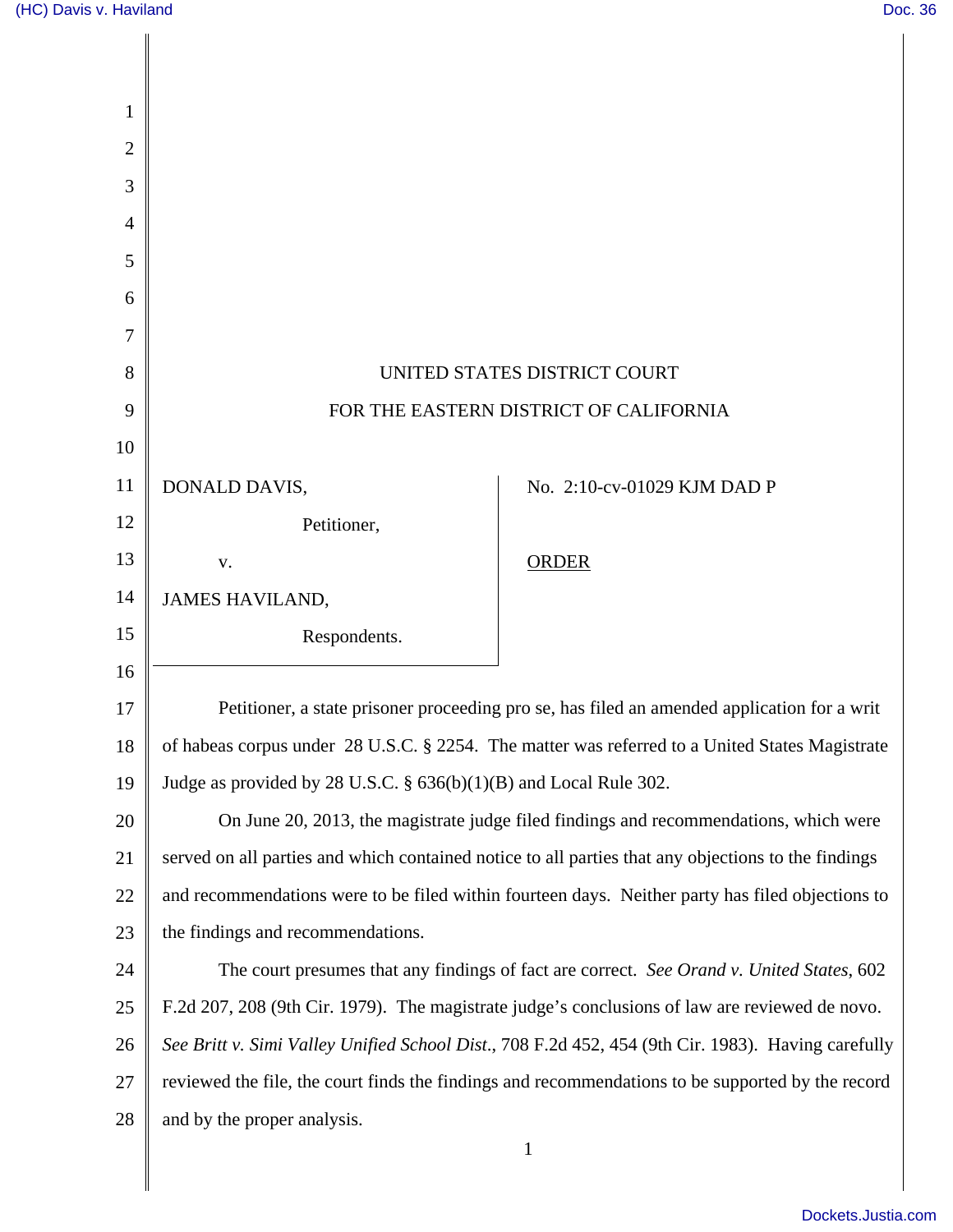UNITED STATES DISTRICT COURT

FOR THE EASTERN DISTRICT OF CALIFORNIA

DONALD DAVIS,

Petitioner,

v.

JAMES HAVILAND,

Respondents.

No. 2:10-cv-01029 KJM DAD P

ORDER

Petitioner, a state prisoner proceeding pro se, has filed an amended application for a writ of habeas corpus under 28 U.S.C. § 2254. The matter was referred to a United States Magistrate Judge as provided by 28 U.S.C. § 636(b)(1)(B) and Local Rule 302.

On June 20, 2013, the magistrate judge filed findings and recommendations, which were served on all parties and which contained notice to all parties that any objections to the findings and recommendations were to be filed within fourteen days. Neither party has filed objections to the findings and recommendations.

The court presumes that any findings of fact are correct. *See Orand v. United States*, 602 F.2d 207, 208 (9th Cir. 1979). The magistrate judge's conclusions of law are reviewed de novo. *See Britt v. Simi Valley Unified School Dist.*, 708 F.2d 452, 454 (9th Cir. 1983). Having carefully reviewed the file, the court finds the findings and recommendations to be supported by the record and by the proper analysis.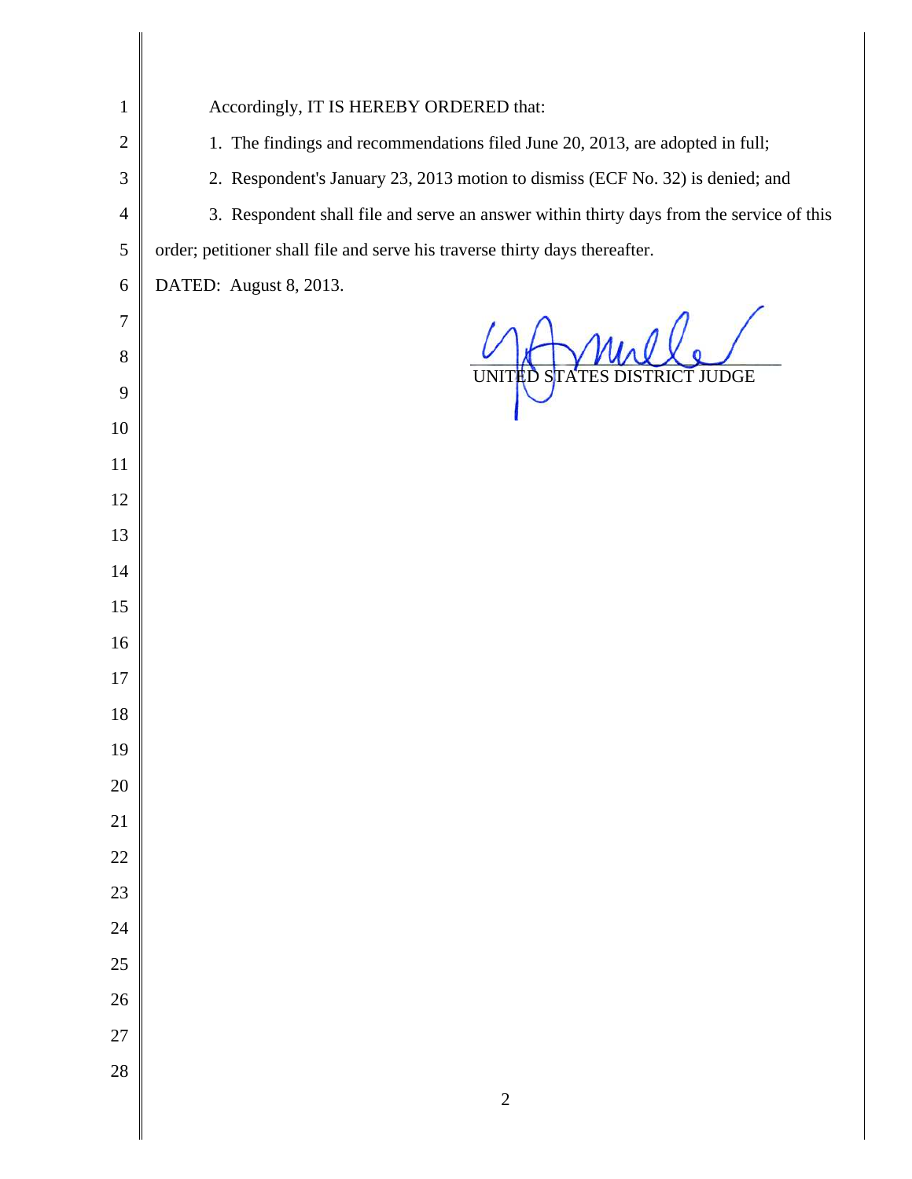Accordingly, IT IS HEREBY ORDERED that:

1. The findings and recommendations filed June 20, 2013, are adopted in full;

2. Respondent's January 23, 2013 motion to dismiss (ECF No. 32) is denied; and

3. Respondent shall file and serve an answer within thirty days from the service of this order; petitioner shall file and serve his traverse thirty days thereafter.

DATED: August 8, 2013.

UNITED STATES DISTRICT JUDGE